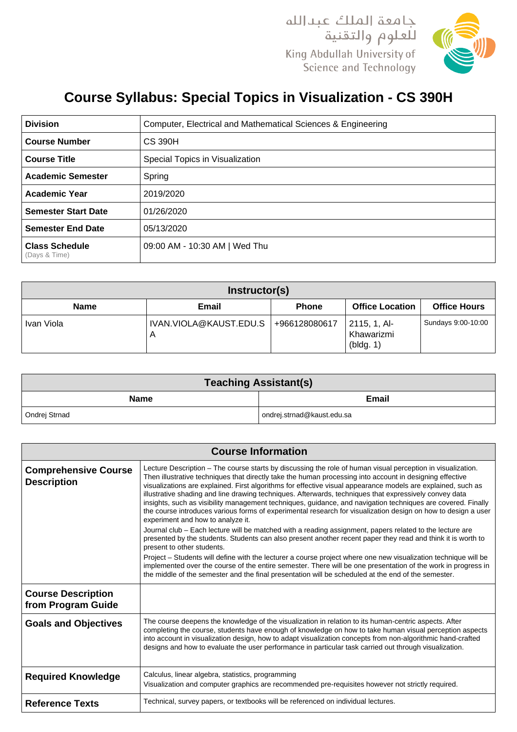جامعة الملك عبدالله
للعلوم والتقنية

King Abdullah University of Science and Technology

# Course Syllabus: Special Topics in Visualization - CS 390H

| | |
|---|---|
| **Division** | Computer, Electrical and Mathematical Sciences & Engineering |
| **Course Number** | CS 390H |
| **Course Title** | Special Topics in Visualization |
| **Academic Semester** | Spring |
| **Academic Year** | 2019/2020 |
| **Semester Start Date** | 01/26/2020 |
| **Semester End Date** | 05/13/2020 |
| **Class Schedule** (Days & Time) | 09:00 AM - 10:30 AM \| Wed Thu |

## Instructor(s)

| Name | Email | Phone | Office Location | Office Hours |
|---|---|---|---|---|
| Ivan Viola | IVAN.VIOLA@KAUST.EDU.SA | +966128080617 | 2115, 1, Al-Khawarizmi (bldg. 1) | Sundays 9:00-10:00 |

## Teaching Assistant(s)

| Name | Email |
|---|---|
| Ondrej Strnad | ondrej.strnad@kaust.edu.sa |

## Course Information

| | |
|---|---|
| **Comprehensive Course Description** | Lecture Description – The course starts by discussing the role of human visual perception in visualization. Then illustrative techniques that directly take the human processing into account in designing effective visualizations are explained. First algorithms for effective visual appearance models are explained, such as illustrative shading and line drawing techniques. Afterwards, techniques that expressively convey data insights, such as visibility management techniques, guidance, and navigation techniques are covered. Finally the course introduces various forms of experimental research for visualization design on how to design a user experiment and how to analyze it.<br>Journal club – Each lecture will be matched with a reading assignment, papers related to the lecture are presented by the students. Students can also present another recent paper they read and think it is worth to present to other students.<br>Project – Students will define with the lecturer a course project where one new visualization technique will be implemented over the course of the entire semester. There will be one presentation of the work in progress in the middle of the semester and the final presentation will be scheduled at the end of the semester. |
| **Course Description from Program Guide** | |
| **Goals and Objectives** | The course deepens the knowledge of the visualization in relation to its human-centric aspects. After completing the course, students have enough of knowledge on how to take human visual perception aspects into account in visualization design, how to adapt visualization concepts from non-algorithmic hand-crafted designs and how to evaluate the user performance in particular task carried out through visualization. |
| **Required Knowledge** | Calculus, linear algebra, statistics, programming<br>Visualization and computer graphics are recommended pre-requisites however not strictly required. |
| **Reference Texts** | Technical, survey papers, or textbooks will be referenced on individual lectures. |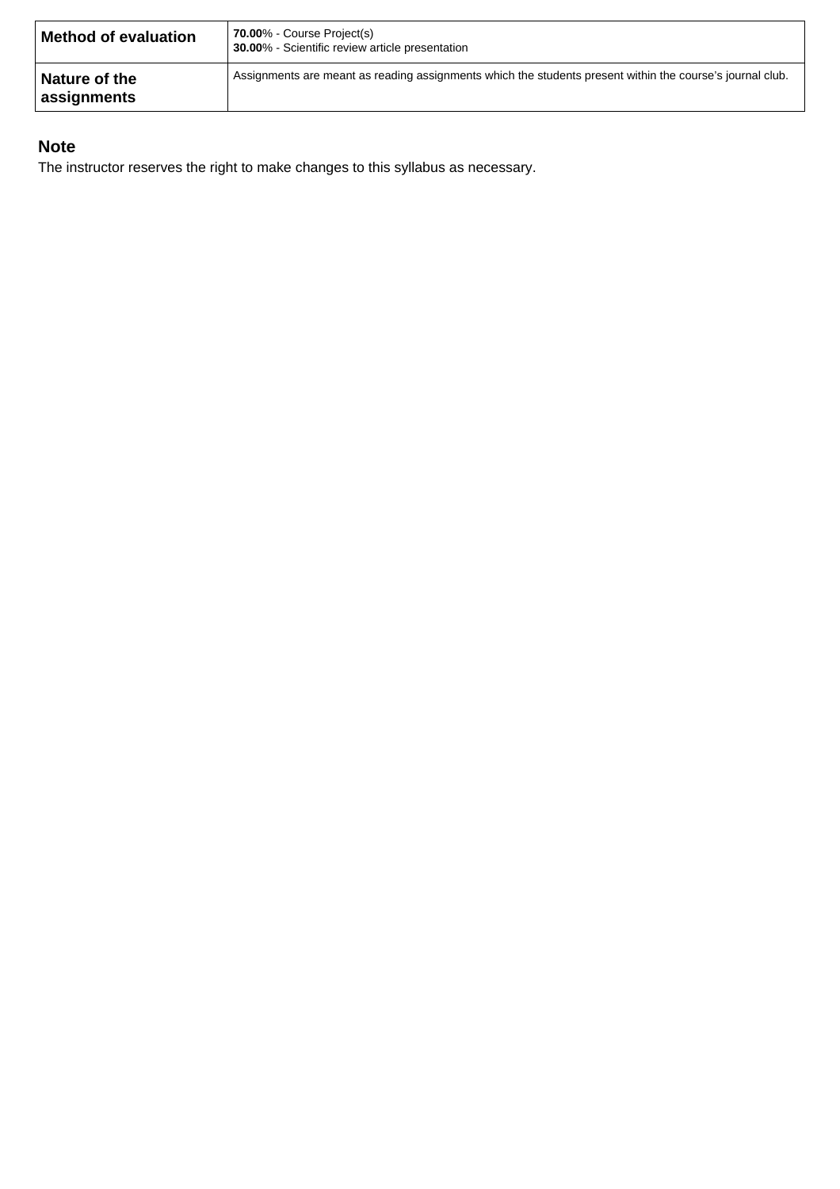| | |
|---|---|
| **Method of evaluation** | **70.00**% - Course Project(s)<br>**30.00**% - Scientific review article presentation |
| **Nature of the assignments** | Assignments are meant as reading assignments which the students present within the course's journal club. |

## Note

The instructor reserves the right to make changes to this syllabus as necessary.